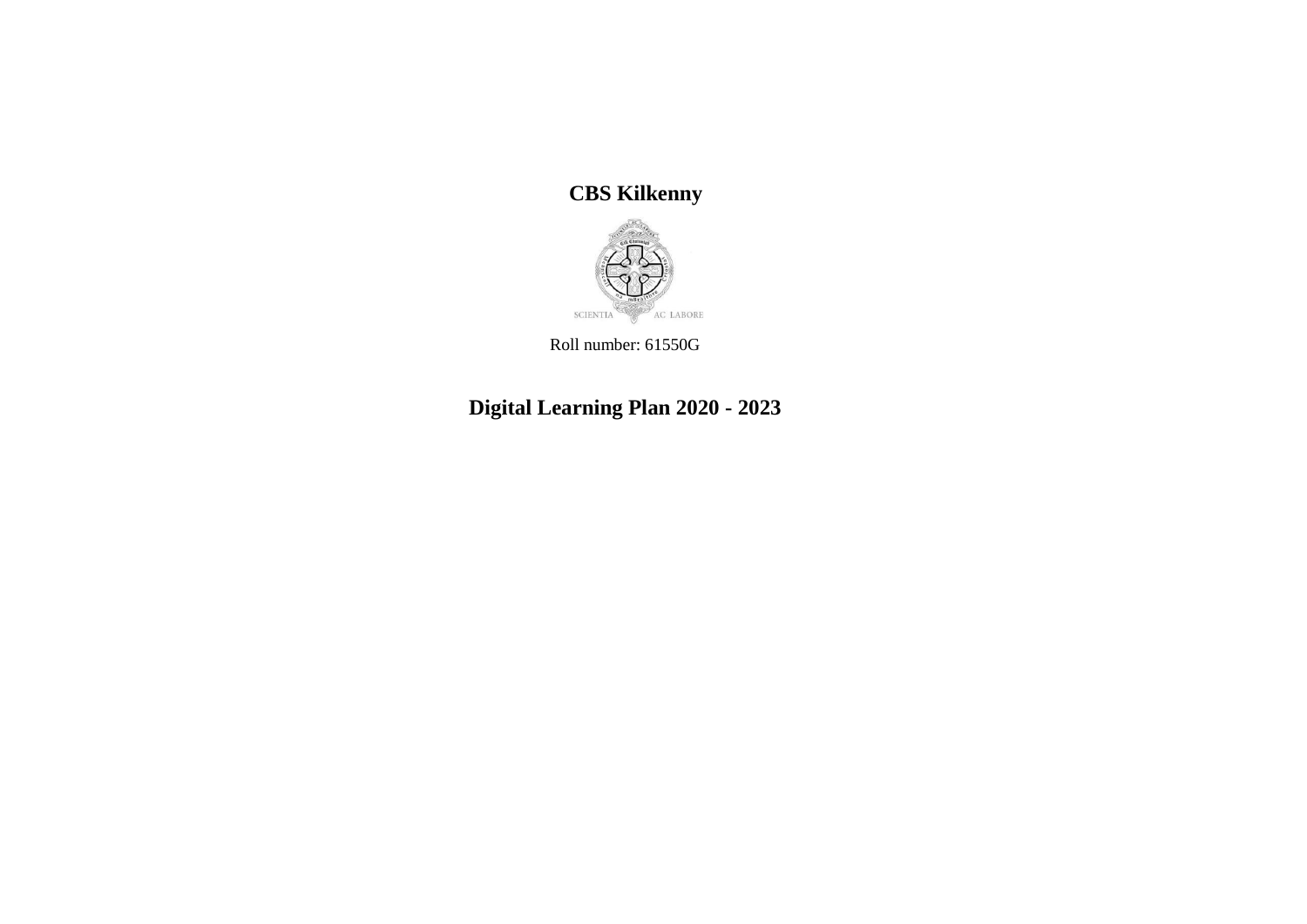# CBS Kilkenny

Roll number: 61550G

# Digital Learning Plan 2020 - 2023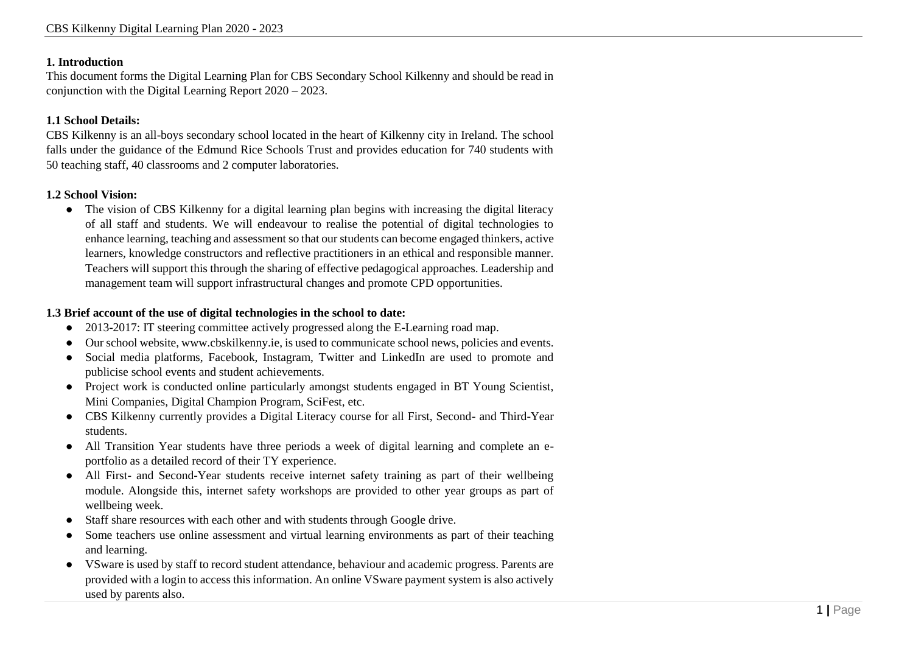## 1. Introduction

This document forms the Digital Learning Plan for CBS Secondary School Kilkenny and should be read in conjunction with the Digital Learning Report 2020 – 2023.

### 1.1 School Details:

CBS Kilkenny is an all-boys secondary school located in the heart of Kilkenny city in Ireland. The school falls under the guidance of the Edmund Rice Schools Trust and provides education for 740 students with 50 teaching staff, 40 classrooms and 2 computer laboratories.

### 1.2 School Vision:

- The vision of CBS Kilkenny for a digital learning plan begins with increasing the digital literacy of all staff and students. We will endeavour to realise the potential of digital technologies to enhance learning, teaching and assessment so that our students can become engaged thinkers, active learners, knowledge constructors and reflective practitioners in an ethical and responsible manner. Teachers will support this through the sharing of effective pedagogical approaches. Leadership and management team will support infrastructural changes and promote CPD opportunities.

### 1.3 Brief account of the use of digital technologies in the school to date:

- 2013-2017: IT steering committee actively progressed along the E-Learning road map.
- Our school website, www.cbskilkenny.ie, is used to communicate school news, policies and events.
- Social media platforms, Facebook, Instagram, Twitter and LinkedIn are used to promote and publicise school events and student achievements.
- Project work is conducted online particularly amongst students engaged in BT Young Scientist, Mini Companies, Digital Champion Program, SciFest, etc.
- CBS Kilkenny currently provides a Digital Literacy course for all First, Second- and Third-Year students.
- All Transition Year students have three periods a week of digital learning and complete an e-portfolio as a detailed record of their TY experience.
- All First- and Second-Year students receive internet safety training as part of their wellbeing module. Alongside this, internet safety workshops are provided to other year groups as part of wellbeing week.
- Staff share resources with each other and with students through Google drive.
- Some teachers use online assessment and virtual learning environments as part of their teaching and learning.
- VSware is used by staff to record student attendance, behaviour and academic progress. Parents are provided with a login to access this information. An online VSware payment system is also actively used by parents also.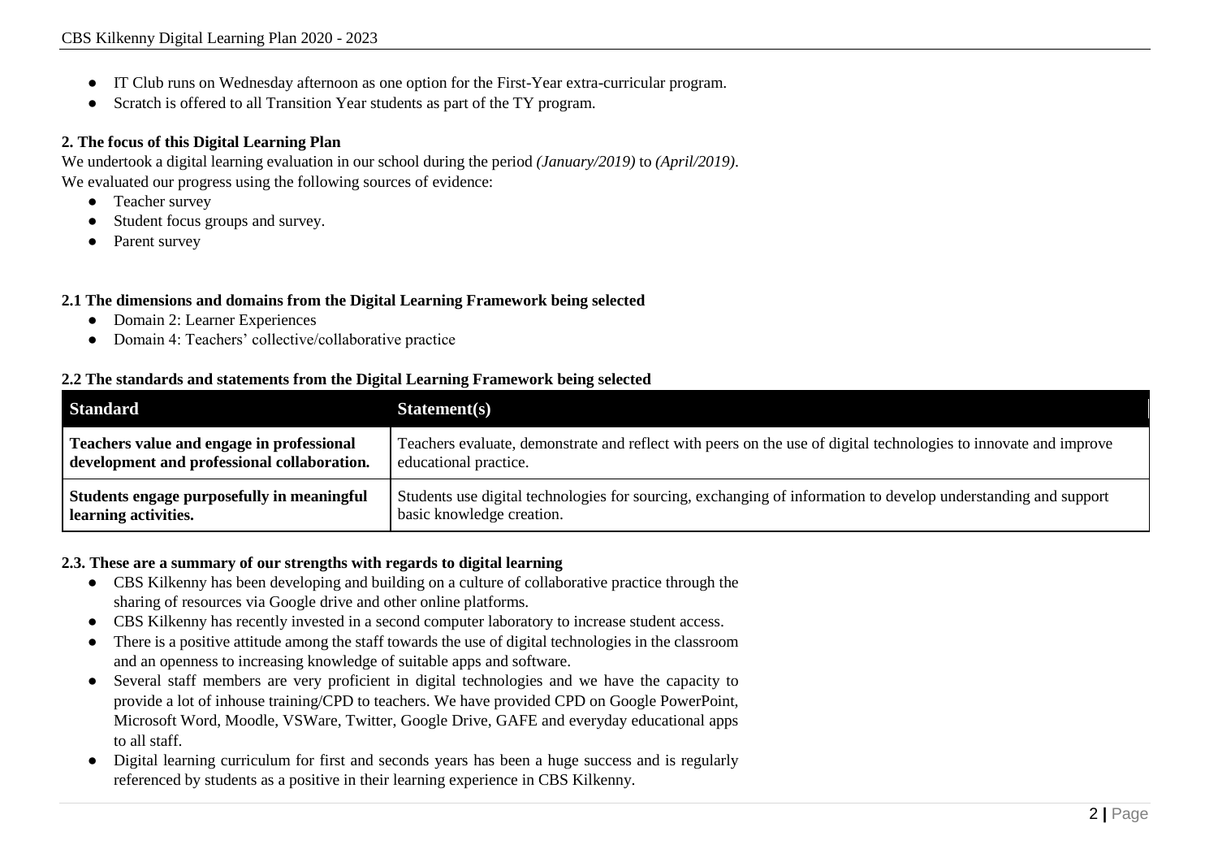- IT Club runs on Wednesday afternoon as one option for the First-Year extra-curricular program.
- Scratch is offered to all Transition Year students as part of the TY program.

**2. The focus of this Digital Learning Plan**

We undertook a digital learning evaluation in our school during the period *(January/2019)* to *(April/2019)*.
We evaluated our progress using the following sources of evidence:

- Teacher survey
- Student focus groups and survey.
- Parent survey

**2.1 The dimensions and domains from the Digital Learning Framework being selected**

- Domain 2: Learner Experiences
- Domain 4: Teachers' collective/collaborative practice

**2.2 The standards and statements from the Digital Learning Framework being selected**

| Standard | Statement(s) |
| --- | --- |
| **Teachers value and engage in professional development and professional collaboration.** | Teachers evaluate, demonstrate and reflect with peers on the use of digital technologies to innovate and improve educational practice. |
| **Students engage purposefully in meaningful learning activities.** | Students use digital technologies for sourcing, exchanging of information to develop understanding and support basic knowledge creation. |

**2.3. These are a summary of our strengths with regards to digital learning**

- CBS Kilkenny has been developing and building on a culture of collaborative practice through the sharing of resources via Google drive and other online platforms.
- CBS Kilkenny has recently invested in a second computer laboratory to increase student access.
- There is a positive attitude among the staff towards the use of digital technologies in the classroom and an openness to increasing knowledge of suitable apps and software.
- Several staff members are very proficient in digital technologies and we have the capacity to provide a lot of inhouse training/CPD to teachers. We have provided CPD on Google PowerPoint, Microsoft Word, Moodle, VSWare, Twitter, Google Drive, GAFE and everyday educational apps to all staff.
- Digital learning curriculum for first and seconds years has been a huge success and is regularly referenced by students as a positive in their learning experience in CBS Kilkenny.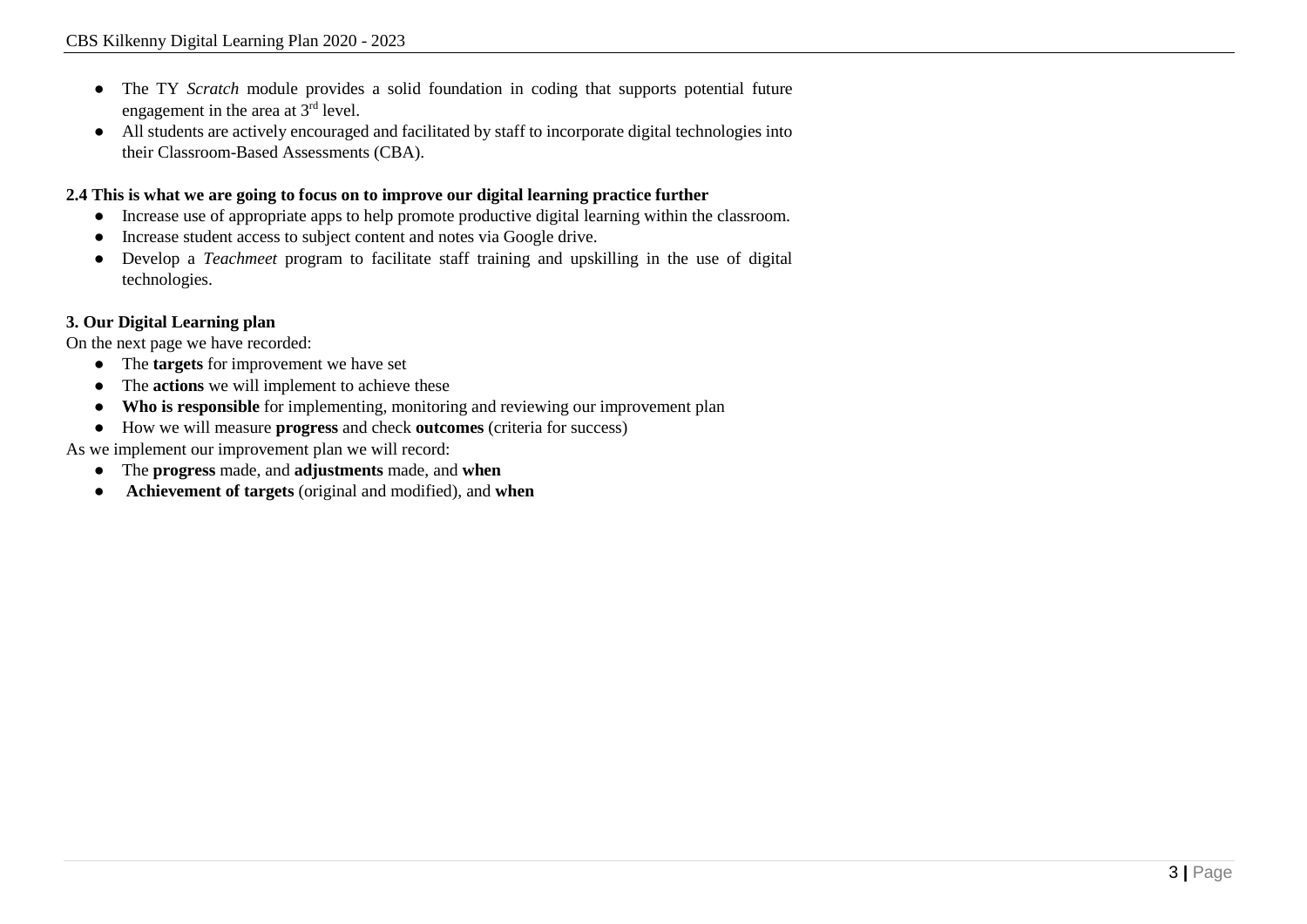- The TY *Scratch* module provides a solid foundation in coding that supports potential future engagement in the area at 3rd level.
- All students are actively encouraged and facilitated by staff to incorporate digital technologies into their Classroom-Based Assessments (CBA).

**2.4 This is what we are going to focus on to improve our digital learning practice further**

- Increase use of appropriate apps to help promote productive digital learning within the classroom.
- Increase student access to subject content and notes via Google drive.
- Develop a *Teachmeet* program to facilitate staff training and upskilling in the use of digital technologies.

**3. Our Digital Learning plan**

On the next page we have recorded:

- The **targets** for improvement we have set
- The **actions** we will implement to achieve these
- **Who is responsible** for implementing, monitoring and reviewing our improvement plan
- How we will measure **progress** and check **outcomes** (criteria for success)

As we implement our improvement plan we will record:

- The **progress** made, and **adjustments** made, and **when**
- **Achievement of targets** (original and modified), and **when**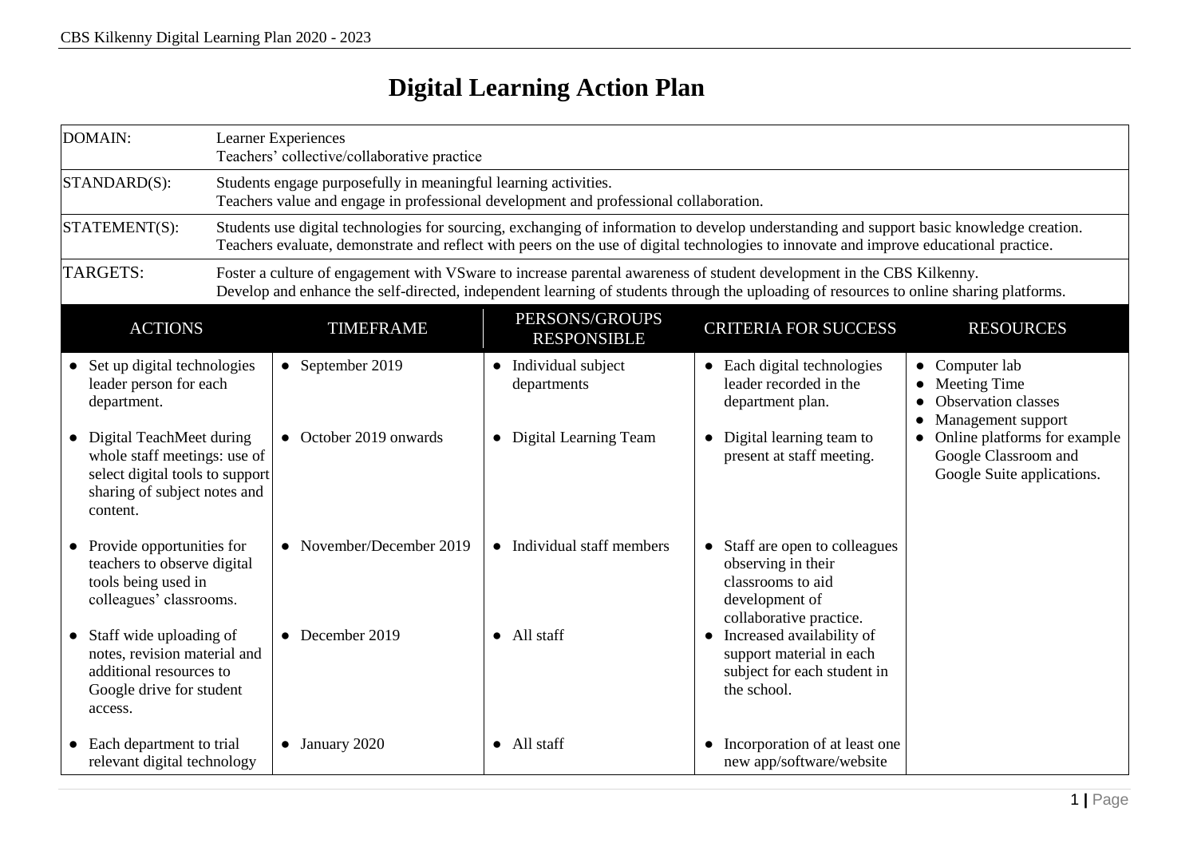# Digital Learning Action Plan

| | |
|---|---|
| DOMAIN: | Learner Experiences<br>Teachers' collective/collaborative practice |
| STANDARD(S): | Students engage purposefully in meaningful learning activities.<br>Teachers value and engage in professional development and professional collaboration. |
| STATEMENT(S): | Students use digital technologies for sourcing, exchanging of information to develop understanding and support basic knowledge creation.<br>Teachers evaluate, demonstrate and reflect with peers on the use of digital technologies to innovate and improve educational practice. |
| TARGETS: | Foster a culture of engagement with VSware to increase parental awareness of student development in the CBS Kilkenny.<br>Develop and enhance the self-directed, independent learning of students through the uploading of resources to online sharing platforms. |

| ACTIONS | TIMEFRAME | PERSONS/GROUPS RESPONSIBLE | CRITERIA FOR SUCCESS | RESOURCES |
|---|---|---|---|---|
| • Set up digital technologies leader person for each department. | • September 2019 | • Individual subject departments | • Each digital technologies leader recorded in the department plan. | • Computer lab<br>• Meeting Time<br>• Observation classes<br>• Management support<br>• Online platforms for example Google Classroom and Google Suite applications. |
| • Digital TeachMeet during whole staff meetings: use of select digital tools to support sharing of subject notes and content. | • October 2019 onwards | • Digital Learning Team | • Digital learning team to present at staff meeting. | |
| • Provide opportunities for teachers to observe digital tools being used in colleagues' classrooms. | • November/December 2019 | • Individual staff members | • Staff are open to colleagues observing in their classrooms to aid development of collaborative practice. | |
| • Staff wide uploading of notes, revision material and additional resources to Google drive for student access. | • December 2019 | • All staff | • Increased availability of support material in each subject for each student in the school. | |
| • Each department to trial relevant digital technology | • January 2020 | • All staff | • Incorporation of at least one new app/software/website | |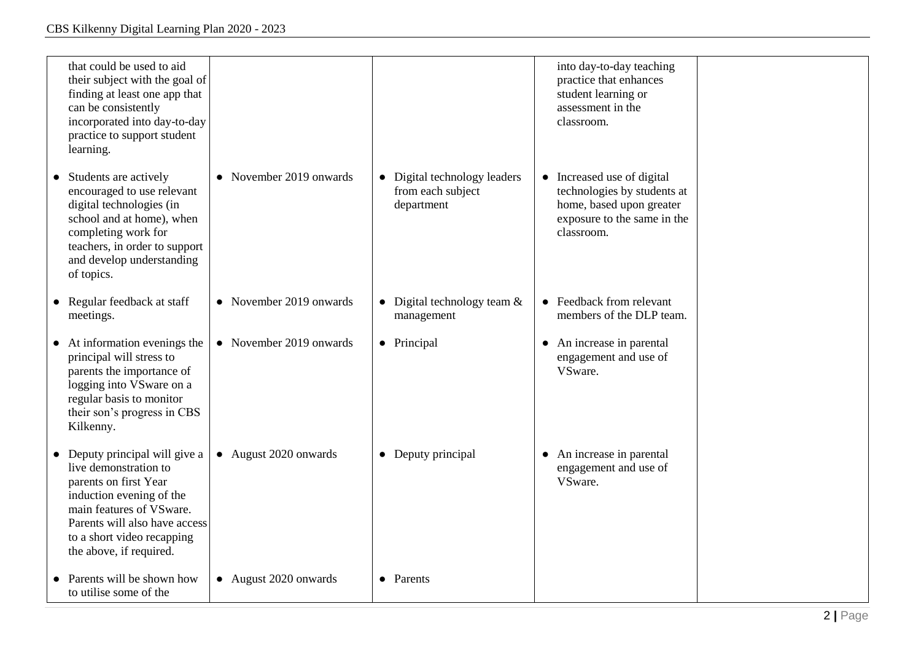| | | | | |
|---|---|---|---|---|
| that could be used to aid their subject with the goal of finding at least one app that can be consistently incorporated into day-to-day practice to support student learning. | | | into day-to-day teaching practice that enhances student learning or assessment in the classroom. | |
| • Students are actively encouraged to use relevant digital technologies (in school and at home), when completing work for teachers, in order to support and develop understanding of topics. | • November 2019 onwards | • Digital technology leaders from each subject department | • Increased use of digital technologies by students at home, based upon greater exposure to the same in the classroom. | |
| • Regular feedback at staff meetings. | • November 2019 onwards | • Digital technology team & management | • Feedback from relevant members of the DLP team. | |
| • At information evenings the principal will stress to parents the importance of logging into VSware on a regular basis to monitor their son's progress in CBS Kilkenny. | • November 2019 onwards | • Principal | • An increase in parental engagement and use of VSware. | |
| • Deputy principal will give a live demonstration to parents on first Year induction evening of the main features of VSware. Parents will also have access to a short video recapping the above, if required. | • August 2020 onwards | • Deputy principal | • An increase in parental engagement and use of VSware. | |
| • Parents will be shown how to utilise some of the | • August 2020 onwards | • Parents | | |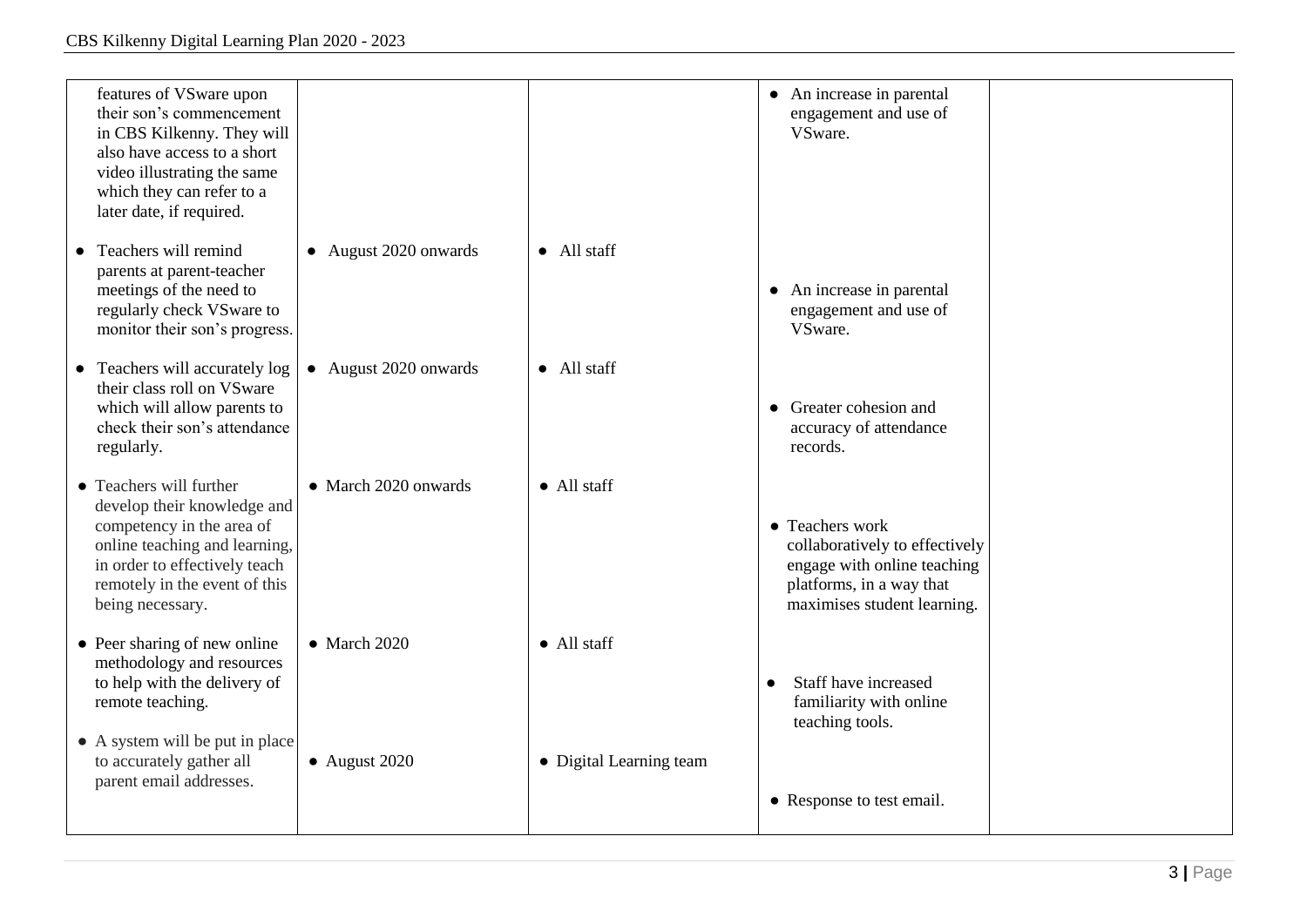| | | | | |
|---|---|---|---|---|
| features of VSware upon their son's commencement in CBS Kilkenny. They will also have access to a short video illustrating the same which they can refer to a later date, if required. | | | • An increase in parental engagement and use of VSware. | |
| • Teachers will remind parents at parent-teacher meetings of the need to regularly check VSware to monitor their son's progress. | • August 2020 onwards | • All staff | • An increase in parental engagement and use of VSware. | |
| • Teachers will accurately log their class roll on VSware which will allow parents to check their son's attendance regularly. | • August 2020 onwards | • All staff | • Greater cohesion and accuracy of attendance records. | |
| • Teachers will further develop their knowledge and competency in the area of online teaching and learning, in order to effectively teach remotely in the event of this being necessary. | • March 2020 onwards | • All staff | • Teachers work collaboratively to effectively engage with online teaching platforms, in a way that maximises student learning. | |
| • Peer sharing of new online methodology and resources to help with the delivery of remote teaching. | • March 2020 | • All staff | • Staff have increased familiarity with online teaching tools. | |
| • A system will be put in place to accurately gather all parent email addresses. | • August 2020 | • Digital Learning team | • Response to test email. | |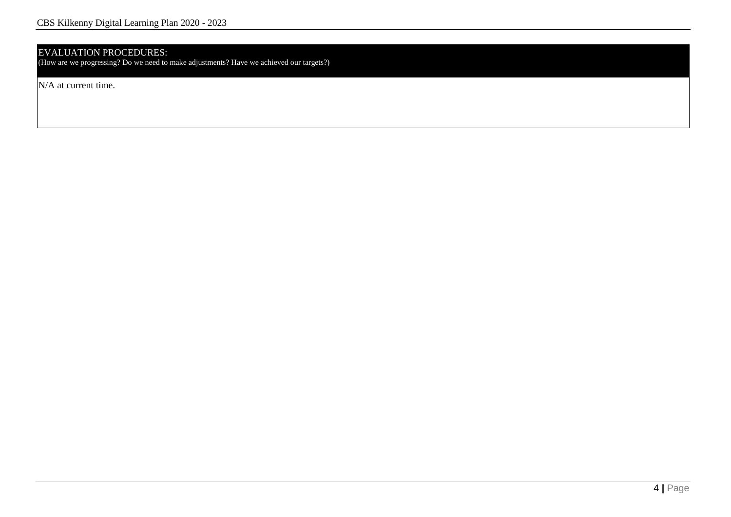| EVALUATION PROCEDURES:<br>(How are we progressing? Do we need to make adjustments? Have we achieved our targets?) |
| --- |
| N/A at current time. |